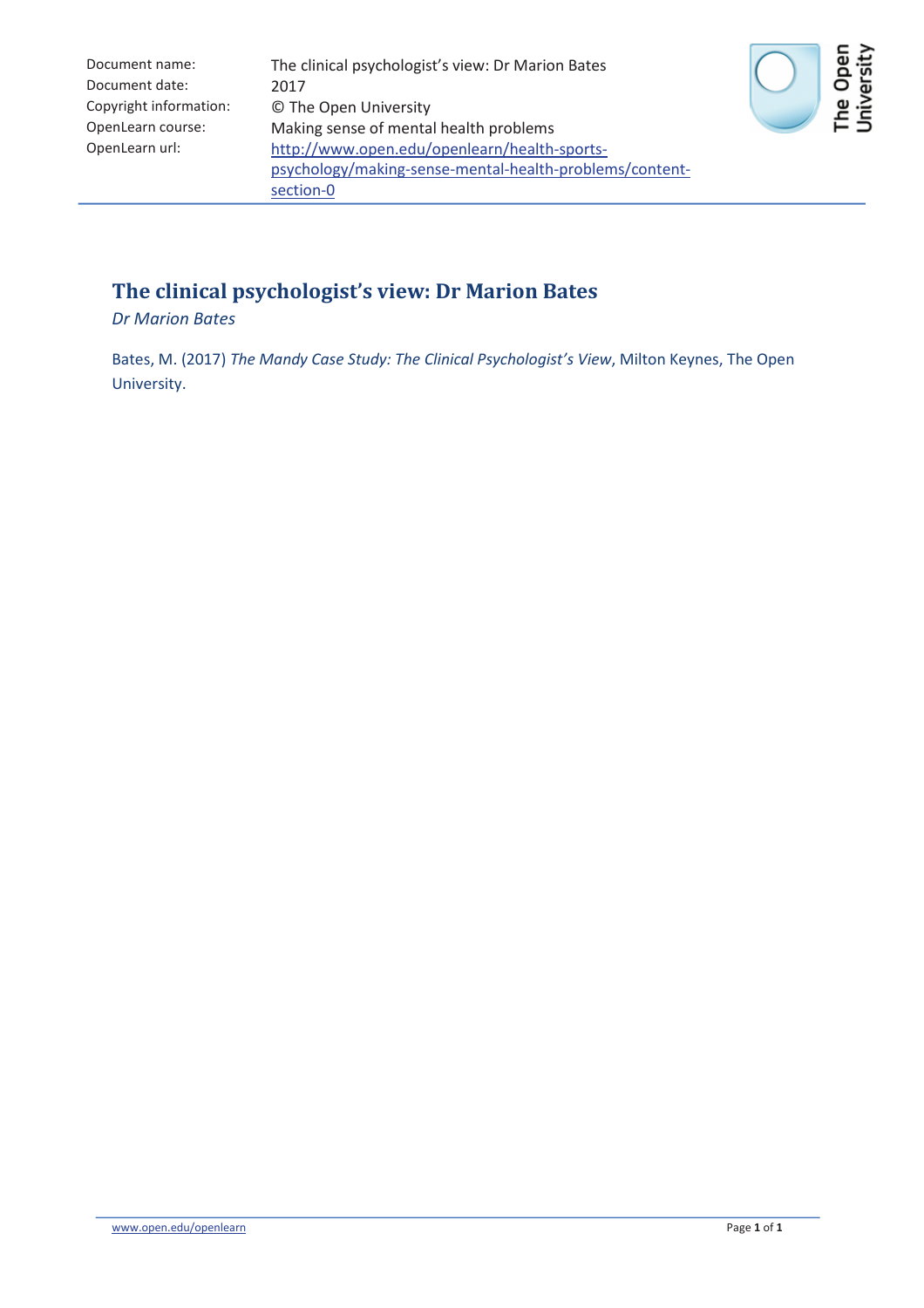| | |
|---|---|
| Document name: | The clinical psychologist's view: Dr Marion Bates |
| Document date: | 2017 |
| Copyright information: | © The Open University |
| OpenLearn course: | Making sense of mental health problems |
| OpenLearn url: | http://www.open.edu/openlearn/health-sports-psychology/making-sense-mental-health-problems/content-section-0 |

# The clinical psychologist's view: Dr Marion Bates

*Dr Marion Bates*

Bates, M. (2017) *The Mandy Case Study: The Clinical Psychologist's View*, Milton Keynes, The Open University.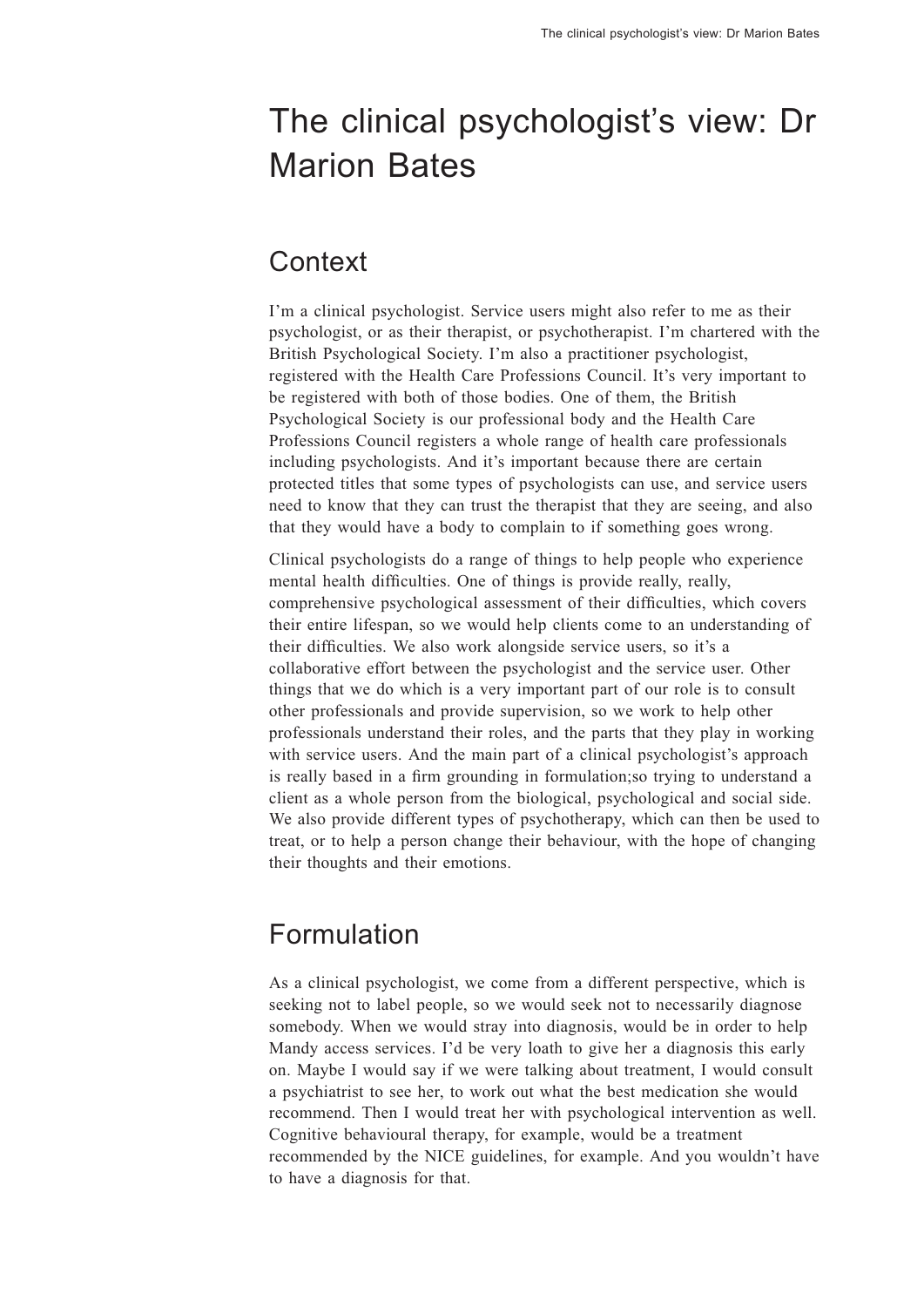# The clinical psychologist's view: Dr Marion Bates

## Context

I'm a clinical psychologist. Service users might also refer to me as their psychologist, or as their therapist, or psychotherapist. I'm chartered with the British Psychological Society. I'm also a practitioner psychologist, registered with the Health Care Professions Council. It's very important to be registered with both of those bodies. One of them, the British Psychological Society is our professional body and the Health Care Professions Council registers a whole range of health care professionals including psychologists. And it's important because there are certain protected titles that some types of psychologists can use, and service users need to know that they can trust the therapist that they are seeing, and also that they would have a body to complain to if something goes wrong.

Clinical psychologists do a range of things to help people who experience mental health difficulties. One of things is provide really, really, comprehensive psychological assessment of their difficulties, which covers their entire lifespan, so we would help clients come to an understanding of their difficulties. We also work alongside service users, so it's a collaborative effort between the psychologist and the service user. Other things that we do which is a very important part of our role is to consult other professionals and provide supervision, so we work to help other professionals understand their roles, and the parts that they play in working with service users. And the main part of a clinical psychologist's approach is really based in a firm grounding in formulation;so trying to understand a client as a whole person from the biological, psychological and social side. We also provide different types of psychotherapy, which can then be used to treat, or to help a person change their behaviour, with the hope of changing their thoughts and their emotions.

## Formulation

As a clinical psychologist, we come from a different perspective, which is seeking not to label people, so we would seek not to necessarily diagnose somebody. When we would stray into diagnosis, would be in order to help Mandy access services. I'd be very loath to give her a diagnosis this early on. Maybe I would say if we were talking about treatment, I would consult a psychiatrist to see her, to work out what the best medication she would recommend. Then I would treat her with psychological intervention as well. Cognitive behavioural therapy, for example, would be a treatment recommended by the NICE guidelines, for example. And you wouldn't have to have a diagnosis for that.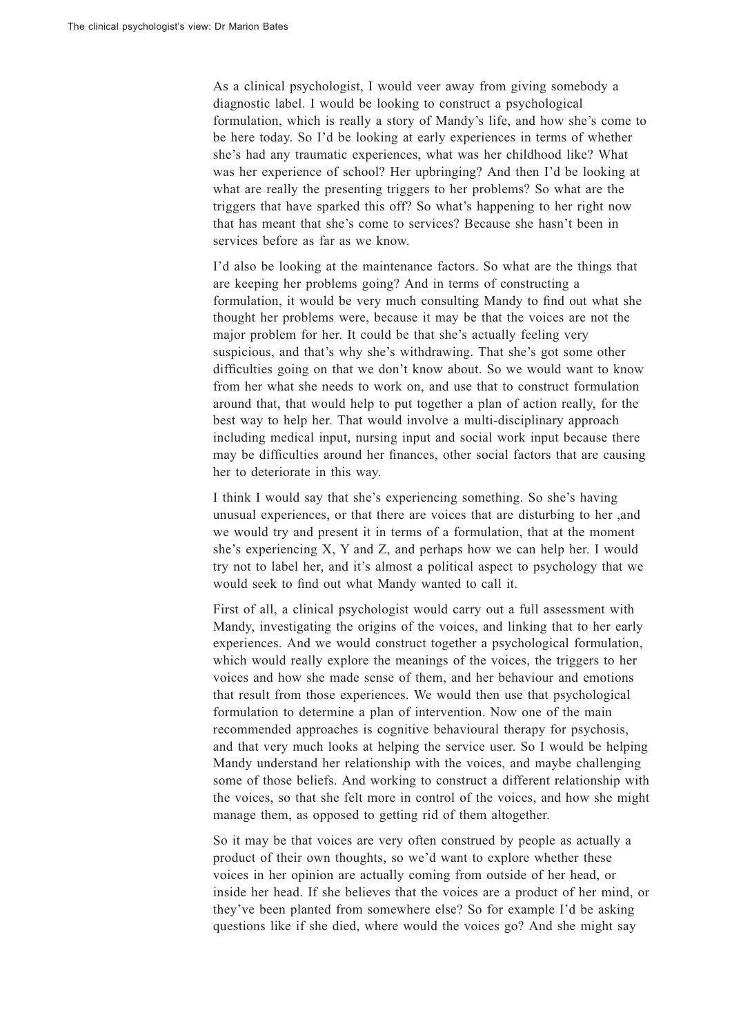As a clinical psychologist, I would veer away from giving somebody a diagnostic label. I would be looking to construct a psychological formulation, which is really a story of Mandy's life, and how she's come to be here today. So I'd be looking at early experiences in terms of whether she's had any traumatic experiences, what was her childhood like? What was her experience of school? Her upbringing? And then I'd be looking at what are really the presenting triggers to her problems? So what are the triggers that have sparked this off? So what's happening to her right now that has meant that she's come to services? Because she hasn't been in services before as far as we know.

I'd also be looking at the maintenance factors. So what are the things that are keeping her problems going? And in terms of constructing a formulation, it would be very much consulting Mandy to find out what she thought her problems were, because it may be that the voices are not the major problem for her. It could be that she's actually feeling very suspicious, and that's why she's withdrawing. That she's got some other difficulties going on that we don't know about. So we would want to know from her what she needs to work on, and use that to construct formulation around that, that would help to put together a plan of action really, for the best way to help her. That would involve a multi-disciplinary approach including medical input, nursing input and social work input because there may be difficulties around her finances, other social factors that are causing her to deteriorate in this way.

I think I would say that she's experiencing something. So she's having unusual experiences, or that there are voices that are disturbing to her ,and we would try and present it in terms of a formulation, that at the moment she's experiencing X, Y and Z, and perhaps how we can help her. I would try not to label her, and it's almost a political aspect to psychology that we would seek to find out what Mandy wanted to call it.

First of all, a clinical psychologist would carry out a full assessment with Mandy, investigating the origins of the voices, and linking that to her early experiences. And we would construct together a psychological formulation, which would really explore the meanings of the voices, the triggers to her voices and how she made sense of them, and her behaviour and emotions that result from those experiences. We would then use that psychological formulation to determine a plan of intervention. Now one of the main recommended approaches is cognitive behavioural therapy for psychosis, and that very much looks at helping the service user. So I would be helping Mandy understand her relationship with the voices, and maybe challenging some of those beliefs. And working to construct a different relationship with the voices, so that she felt more in control of the voices, and how she might manage them, as opposed to getting rid of them altogether.

So it may be that voices are very often construed by people as actually a product of their own thoughts, so we'd want to explore whether these voices in her opinion are actually coming from outside of her head, or inside her head. If she believes that the voices are a product of her mind, or they've been planted from somewhere else? So for example I'd be asking questions like if she died, where would the voices go? And she might say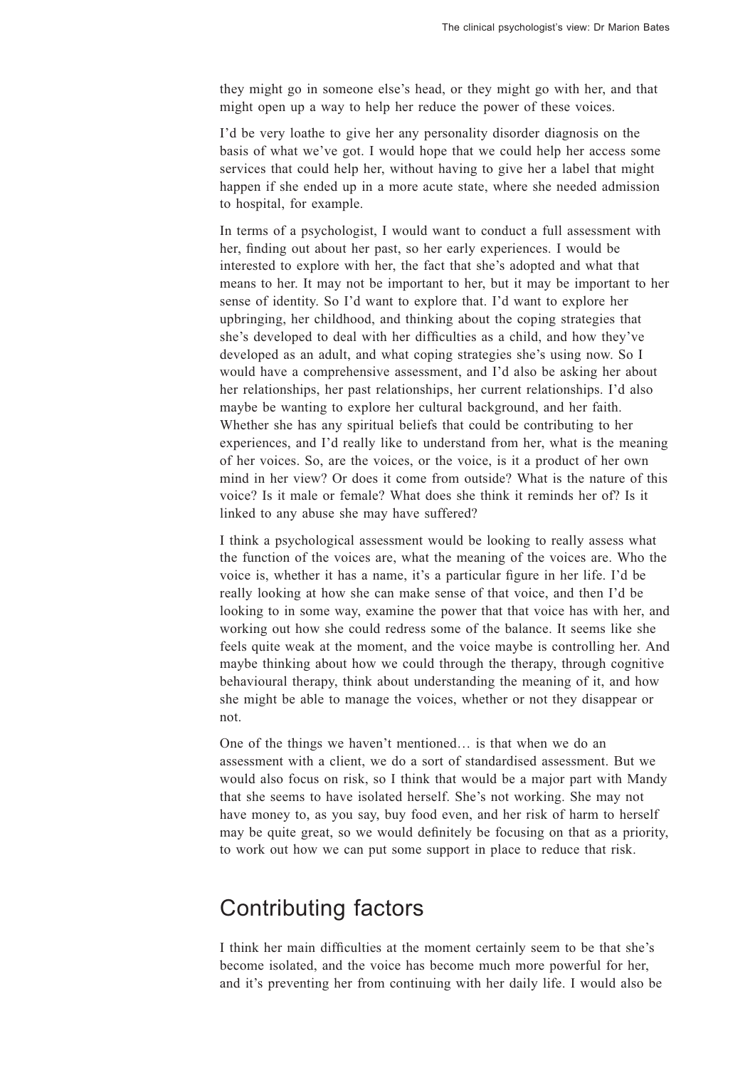they might go in someone else's head, or they might go with her, and that might open up a way to help her reduce the power of these voices.

I'd be very loathe to give her any personality disorder diagnosis on the basis of what we've got. I would hope that we could help her access some services that could help her, without having to give her a label that might happen if she ended up in a more acute state, where she needed admission to hospital, for example.

In terms of a psychologist, I would want to conduct a full assessment with her, finding out about her past, so her early experiences. I would be interested to explore with her, the fact that she's adopted and what that means to her. It may not be important to her, but it may be important to her sense of identity. So I'd want to explore that. I'd want to explore her upbringing, her childhood, and thinking about the coping strategies that she's developed to deal with her difficulties as a child, and how they've developed as an adult, and what coping strategies she's using now. So I would have a comprehensive assessment, and I'd also be asking her about her relationships, her past relationships, her current relationships. I'd also maybe be wanting to explore her cultural background, and her faith. Whether she has any spiritual beliefs that could be contributing to her experiences, and I'd really like to understand from her, what is the meaning of her voices. So, are the voices, or the voice, is it a product of her own mind in her view? Or does it come from outside? What is the nature of this voice? Is it male or female? What does she think it reminds her of? Is it linked to any abuse she may have suffered?

I think a psychological assessment would be looking to really assess what the function of the voices are, what the meaning of the voices are. Who the voice is, whether it has a name, it's a particular figure in her life. I'd be really looking at how she can make sense of that voice, and then I'd be looking to in some way, examine the power that that voice has with her, and working out how she could redress some of the balance. It seems like she feels quite weak at the moment, and the voice maybe is controlling her. And maybe thinking about how we could through the therapy, through cognitive behavioural therapy, think about understanding the meaning of it, and how she might be able to manage the voices, whether or not they disappear or not.

One of the things we haven't mentioned… is that when we do an assessment with a client, we do a sort of standardised assessment. But we would also focus on risk, so I think that would be a major part with Mandy that she seems to have isolated herself. She's not working. She may not have money to, as you say, buy food even, and her risk of harm to herself may be quite great, so we would definitely be focusing on that as a priority, to work out how we can put some support in place to reduce that risk.

## Contributing factors

I think her main difficulties at the moment certainly seem to be that she's become isolated, and the voice has become much more powerful for her, and it's preventing her from continuing with her daily life. I would also be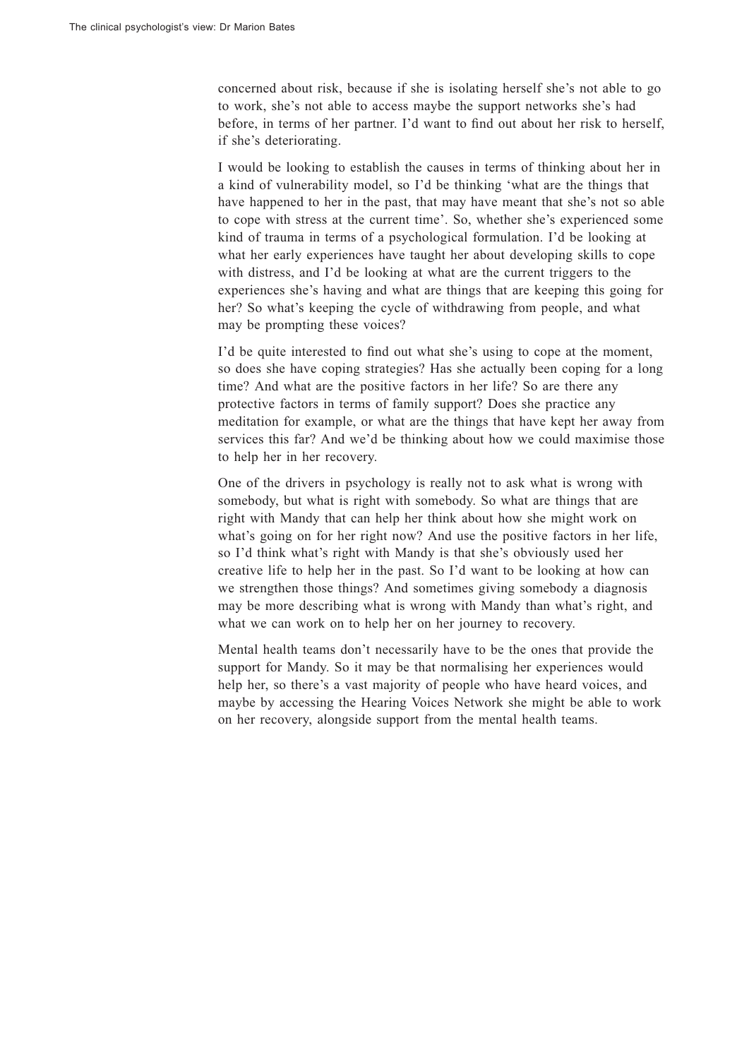concerned about risk, because if she is isolating herself she's not able to go to work, she's not able to access maybe the support networks she's had before, in terms of her partner. I'd want to find out about her risk to herself, if she's deteriorating.

I would be looking to establish the causes in terms of thinking about her in a kind of vulnerability model, so I'd be thinking 'what are the things that have happened to her in the past, that may have meant that she's not so able to cope with stress at the current time'. So, whether she's experienced some kind of trauma in terms of a psychological formulation. I'd be looking at what her early experiences have taught her about developing skills to cope with distress, and I'd be looking at what are the current triggers to the experiences she's having and what are things that are keeping this going for her? So what's keeping the cycle of withdrawing from people, and what may be prompting these voices?

I'd be quite interested to find out what she's using to cope at the moment, so does she have coping strategies? Has she actually been coping for a long time? And what are the positive factors in her life? So are there any protective factors in terms of family support? Does she practice any meditation for example, or what are the things that have kept her away from services this far? And we'd be thinking about how we could maximise those to help her in her recovery.

One of the drivers in psychology is really not to ask what is wrong with somebody, but what is right with somebody. So what are things that are right with Mandy that can help her think about how she might work on what's going on for her right now? And use the positive factors in her life, so I'd think what's right with Mandy is that she's obviously used her creative life to help her in the past. So I'd want to be looking at how can we strengthen those things? And sometimes giving somebody a diagnosis may be more describing what is wrong with Mandy than what's right, and what we can work on to help her on her journey to recovery.

Mental health teams don't necessarily have to be the ones that provide the support for Mandy. So it may be that normalising her experiences would help her, so there's a vast majority of people who have heard voices, and maybe by accessing the Hearing Voices Network she might be able to work on her recovery, alongside support from the mental health teams.